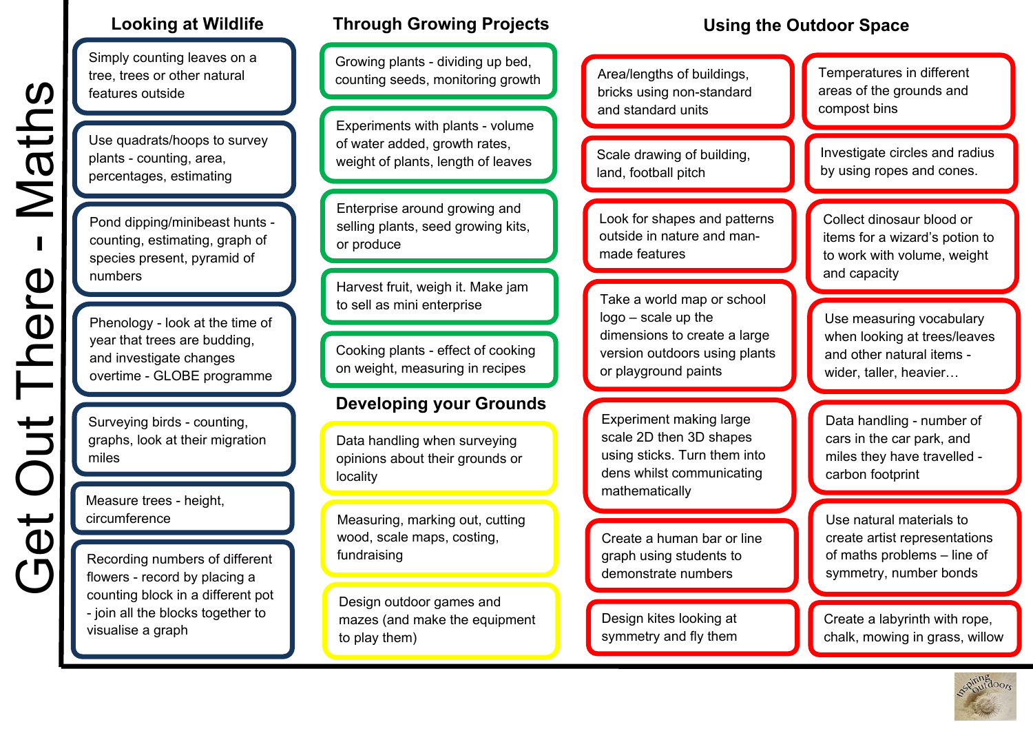# Get Out There - Maths

## Looking at Wildlife

- Simply counting leaves on a tree, trees or other natural features outside
- Use quadrats/hoops to survey plants - counting, area, percentages, estimating
- Pond dipping/minibeast hunts - counting, estimating, graph of species present, pyramid of numbers
- Phenology - look at the time of year that trees are budding, and investigate changes overtime - GLOBE programme
- Surveying birds - counting, graphs, look at their migration miles
- Measure trees - height, circumference
- Recording numbers of different flowers - record by placing a counting block in a different pot - join all the blocks together to visualise a graph

## Through Growing Projects

- Growing plants - dividing up bed, counting seeds, monitoring growth
- Experiments with plants - volume of water added, growth rates, weight of plants, length of leaves
- Enterprise around growing and selling plants, seed growing kits, or produce
- Harvest fruit, weigh it. Make jam to sell as mini enterprise
- Cooking plants - effect of cooking on weight, measuring in recipes

## Developing your Grounds

- Data handling when surveying opinions about their grounds or locality
- Measuring, marking out, cutting wood, scale maps, costing, fundraising
- Design outdoor games and mazes (and make the equipment to play them)

## Using the Outdoor Space

- Area/lengths of buildings, bricks using non-standard and standard units
- Temperatures in different areas of the grounds and compost bins
- Scale drawing of building, land, football pitch
- Investigate circles and radius by using ropes and cones.
- Look for shapes and patterns outside in nature and man-made features
- Collect dinosaur blood or items for a wizard's potion to to work with volume, weight and capacity
- Take a world map or school logo – scale up the dimensions to create a large version outdoors using plants or playground paints
- Use measuring vocabulary when looking at trees/leaves and other natural items - wider, taller, heavier…
- Experiment making large scale 2D then 3D shapes using sticks. Turn them into dens whilst communicating mathematically
- Data handling - number of cars in the car park, and miles they have travelled - carbon footprint
- Create a human bar or line graph using students to demonstrate numbers
- Use natural materials to create artist representations of maths problems – line of symmetry, number bonds
- Design kites looking at symmetry and fly them
- Create a labyrinth with rope, chalk, mowing in grass, willow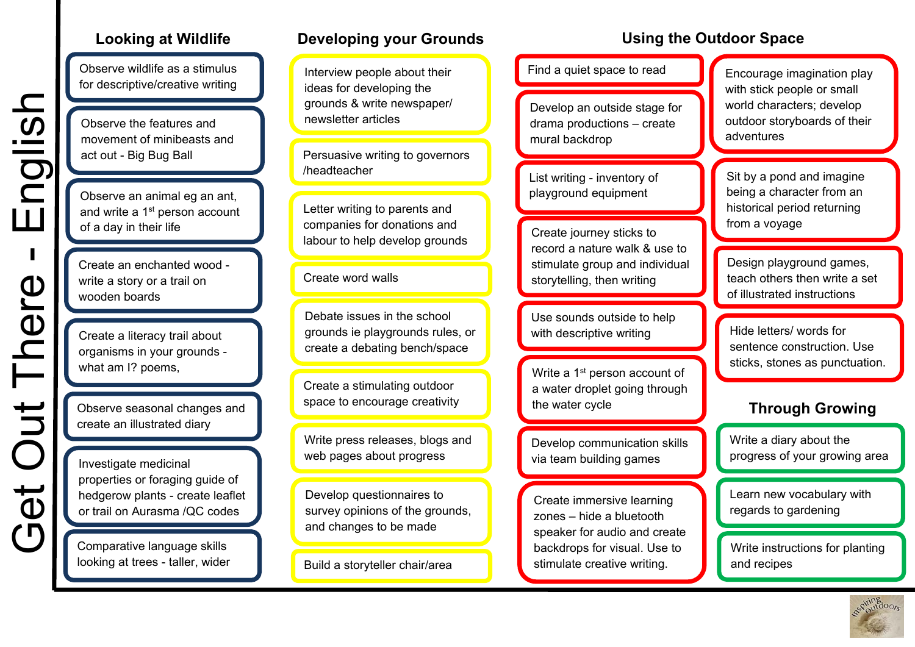# Get Out There - English

## Looking at Wildlife

- Observe wildlife as a stimulus for descriptive/creative writing
- Observe the features and movement of minibeasts and act out - Big Bug Ball
- Observe an animal eg an ant, and write a 1st person account of a day in their life
- Create an enchanted wood - write a story or a trail on wooden boards
- Create a literacy trail about organisms in your grounds - what am I? poems,
- Observe seasonal changes and create an illustrated diary
- Investigate medicinal properties or foraging guide of hedgerow plants - create leaflet or trail on Aurasma /QC codes
- Comparative language skills looking at trees - taller, wider

## Developing your Grounds

- Interview people about their ideas for developing the grounds & write newspaper/ newsletter articles
- Persuasive writing to governors /headteacher
- Letter writing to parents and companies for donations and labour to help develop grounds
- Create word walls
- Debate issues in the school grounds ie playgrounds rules, or create a debating bench/space
- Create a stimulating outdoor space to encourage creativity
- Write press releases, blogs and web pages about progress
- Develop questionnaires to survey opinions of the grounds, and changes to be made
- Build a storyteller chair/area

## Using the Outdoor Space

- Find a quiet space to read
- Develop an outside stage for drama productions – create mural backdrop
- List writing - inventory of playground equipment
- Create journey sticks to record a nature walk & use to stimulate group and individual storytelling, then writing
- Use sounds outside to help with descriptive writing
- Write a 1st person account of a water droplet going through the water cycle
- Develop communication skills via team building games
- Create immersive learning zones – hide a bluetooth speaker for audio and create backdrops for visual. Use to stimulate creative writing.
- Encourage imagination play with stick people or small world characters; develop outdoor storyboards of their adventures
- Sit by a pond and imagine being a character from an historical period returning from a voyage
- Design playground games, teach others then write a set of illustrated instructions
- Hide letters/ words for sentence construction. Use sticks, stones as punctuation.

## Through Growing

- Write a diary about the progress of your growing area
- Learn new vocabulary with regards to gardening
- Write instructions for planting and recipes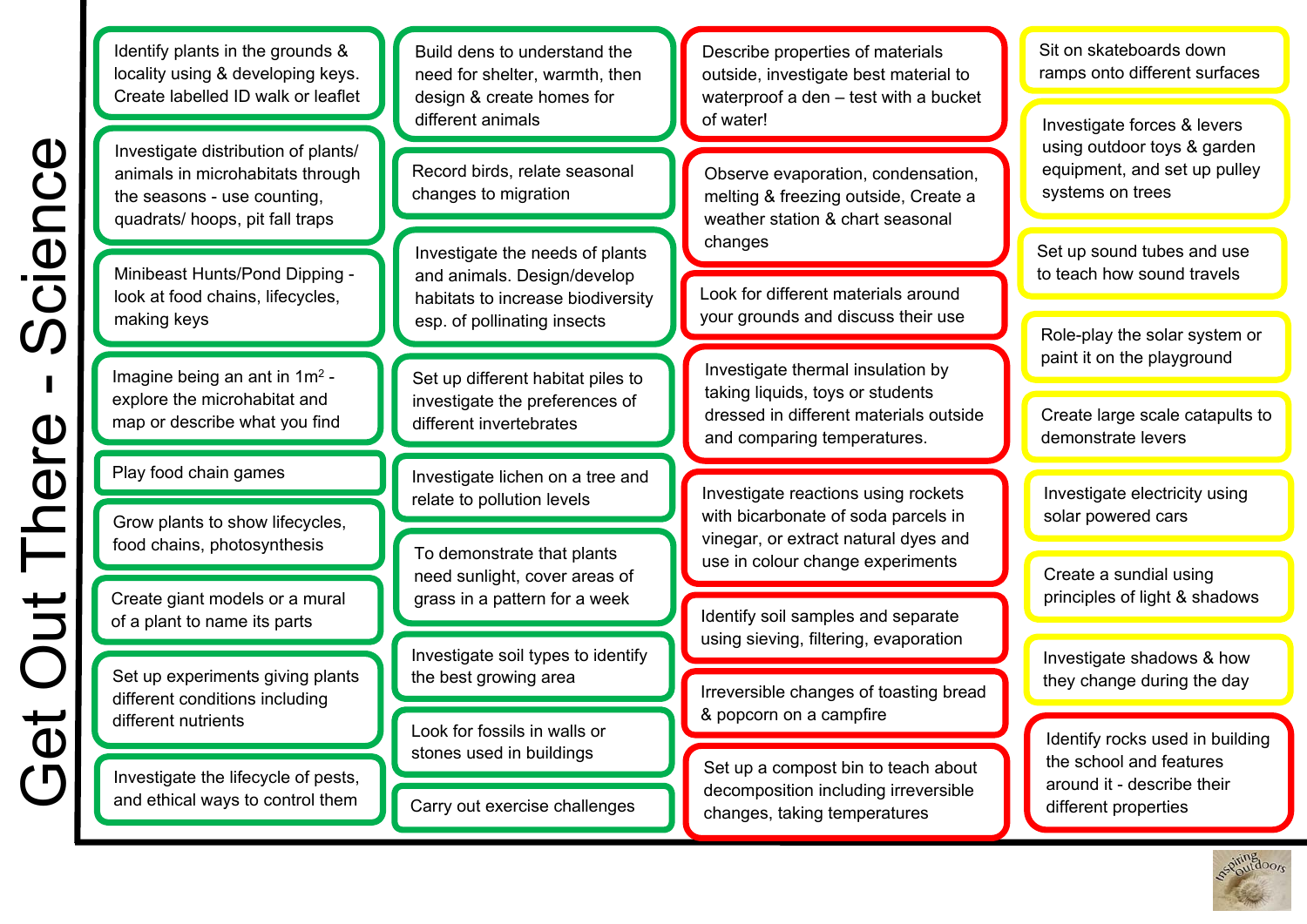# Get Out There - Science

- Identify plants in the grounds & locality using & developing keys. Create labelled ID walk or leaflet
- Investigate distribution of plants/ animals in microhabitats through the seasons - use counting, quadrats/ hoops, pit fall traps
- Minibeast Hunts/Pond Dipping - look at food chains, lifecycles, making keys
- Imagine being an ant in $1m^2$ - explore the microhabitat and map or describe what you find
- Play food chain games
- Grow plants to show lifecycles, food chains, photosynthesis
- Create giant models or a mural of a plant to name its parts
- Set up experiments giving plants different conditions including different nutrients
- Investigate the lifecycle of pests, and ethical ways to control them

- Build dens to understand the need for shelter, warmth, then design & create homes for different animals
- Record birds, relate seasonal changes to migration
- Investigate the needs of plants and animals. Design/develop habitats to increase biodiversity esp. of pollinating insects
- Set up different habitat piles to investigate the preferences of different invertebrates
- Investigate lichen on a tree and relate to pollution levels
- To demonstrate that plants need sunlight, cover areas of grass in a pattern for a week
- Investigate soil types to identify the best growing area
- Look for fossils in walls or stones used in buildings
- Carry out exercise challenges

- Describe properties of materials outside, investigate best material to waterproof a den – test with a bucket of water!
- Observe evaporation, condensation, melting & freezing outside, Create a weather station & chart seasonal changes
- Look for different materials around your grounds and discuss their use
- Investigate thermal insulation by taking liquids, toys or students dressed in different materials outside and comparing temperatures.
- Investigate reactions using rockets with bicarbonate of soda parcels in vinegar, or extract natural dyes and use in colour change experiments
- Identify soil samples and separate using sieving, filtering, evaporation
- Irreversible changes of toasting bread & popcorn on a campfire
- Set up a compost bin to teach about decomposition including irreversible changes, taking temperatures

- Sit on skateboards down ramps onto different surfaces
- Investigate forces & levers using outdoor toys & garden equipment, and set up pulley systems on trees
- Set up sound tubes and use to teach how sound travels
- Role-play the solar system or paint it on the playground
- Create large scale catapults to demonstrate levers
- Investigate electricity using solar powered cars
- Create a sundial using principles of light & shadows
- Investigate shadows & how they change during the day
- Identify rocks used in building the school and features around it - describe their different properties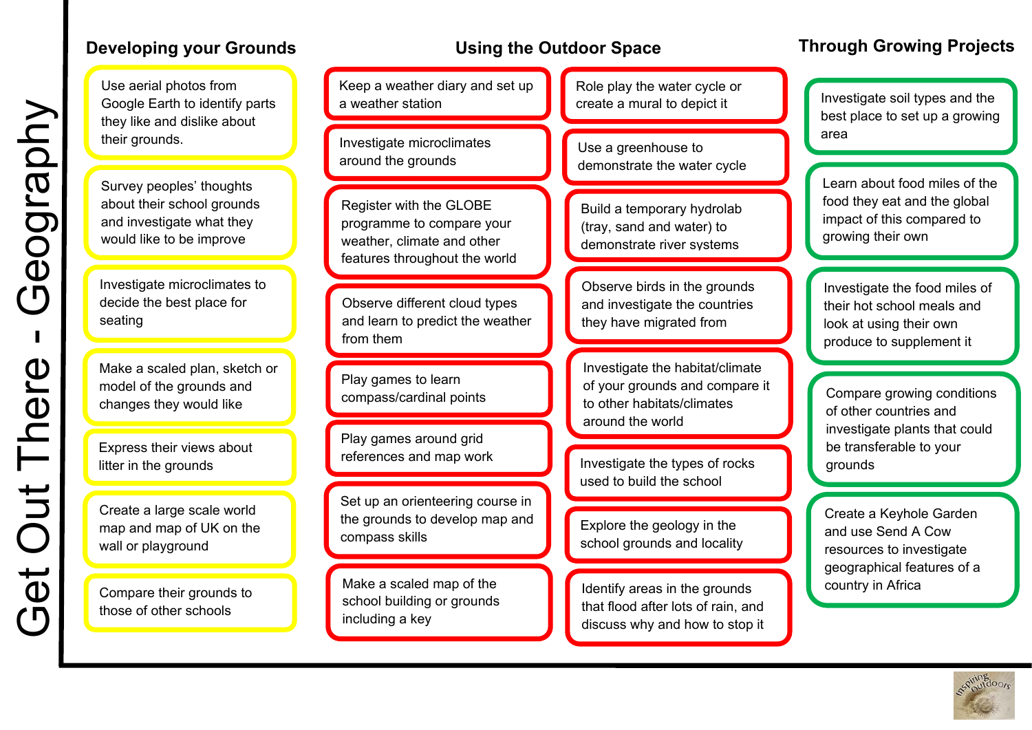# Get Out There - Geography

## Developing your Grounds

- Use aerial photos from Google Earth to identify parts they like and dislike about their grounds.
- Survey peoples' thoughts about their school grounds and investigate what they would like to be improve
- Investigate microclimates to decide the best place for seating
- Make a scaled plan, sketch or model of the grounds and changes they would like
- Express their views about litter in the grounds
- Create a large scale world map and map of UK on the wall or playground
- Compare their grounds to those of other schools

## Using the Outdoor Space

- Keep a weather diary and set up a weather station
- Investigate microclimates around the grounds
- Register with the GLOBE programme to compare your weather, climate and other features throughout the world
- Observe different cloud types and learn to predict the weather from them
- Play games to learn compass/cardinal points
- Play games around grid references and map work
- Set up an orienteering course in the grounds to develop map and compass skills
- Make a scaled map of the school building or grounds including a key
- Role play the water cycle or create a mural to depict it
- Use a greenhouse to demonstrate the water cycle
- Build a temporary hydrolab (tray, sand and water) to demonstrate river systems
- Observe birds in the grounds and investigate the countries they have migrated from
- Investigate the habitat/climate of your grounds and compare it to other habitats/climates around the world
- Investigate the types of rocks used to build the school
- Explore the geology in the school grounds and locality
- Identify areas in the grounds that flood after lots of rain, and discuss why and how to stop it

## Through Growing Projects

- Investigate soil types and the best place to set up a growing area
- Learn about food miles of the food they eat and the global impact of this compared to growing their own
- Investigate the food miles of their hot school meals and look at using their own produce to supplement it
- Compare growing conditions of other countries and investigate plants that could be transferable to your grounds
- Create a Keyhole Garden and use Send A Cow resources to investigate geographical features of a country in Africa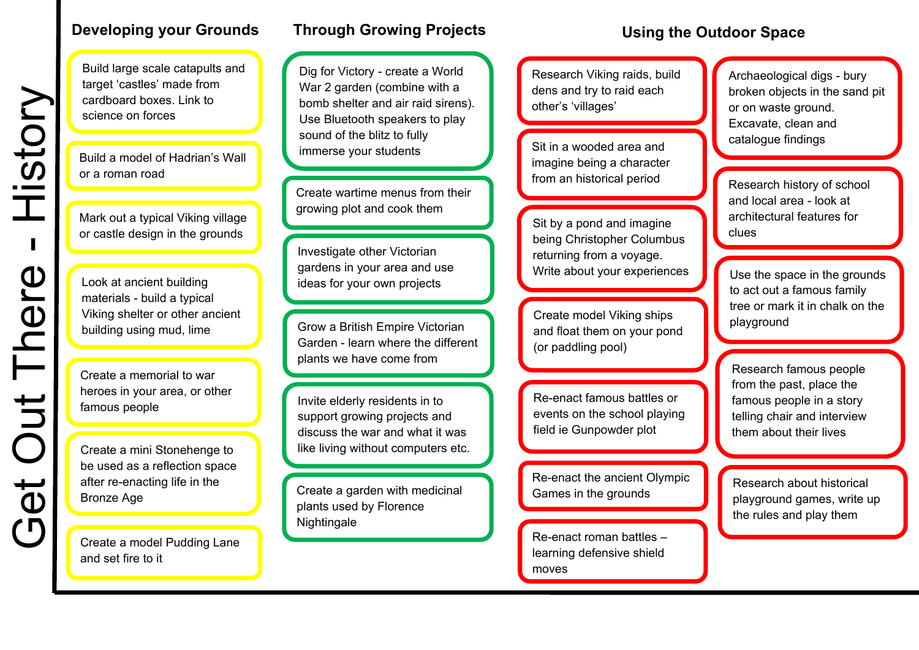# Get Out There - History

## Developing your Grounds

- Build large scale catapults and target 'castles' made from cardboard boxes. Link to science on forces
- Build a model of Hadrian's Wall or a roman road
- Mark out a typical Viking village or castle design in the grounds
- Look at ancient building materials - build a typical Viking shelter or other ancient building using mud, lime
- Create a memorial to war heroes in your area, or other famous people
- Create a mini Stonehenge to be used as a reflection space after re-enacting life in the Bronze Age
- Create a model Pudding Lane and set fire to it

## Through Growing Projects

- Dig for Victory - create a World War 2 garden (combine with a bomb shelter and air raid sirens). Use Bluetooth speakers to play sound of the blitz to fully immerse your students
- Create wartime menus from their growing plot and cook them
- Investigate other Victorian gardens in your area and use ideas for your own projects
- Grow a British Empire Victorian Garden - learn where the different plants we have come from
- Invite elderly residents in to support growing projects and discuss the war and what it was like living without computers etc.
- Create a garden with medicinal plants used by Florence Nightingale

## Using the Outdoor Space

- Research Viking raids, build dens and try to raid each other's 'villages'
- Sit in a wooded area and imagine being a character from an historical period
- Sit by a pond and imagine being Christopher Columbus returning from a voyage. Write about your experiences
- Create model Viking ships and float them on your pond (or paddling pool)
- Re-enact famous battles or events on the school playing field ie Gunpowder plot
- Re-enact the ancient Olympic Games in the grounds
- Re-enact roman battles – learning defensive shield moves
- Archaeological digs - bury broken objects in the sand pit or on waste ground. Excavate, clean and catalogue findings
- Research history of school and local area - look at architectural features for clues
- Use the space in the grounds to act out a famous family tree or mark it in chalk on the playground
- Research famous people from the past, place the famous people in a story telling chair and interview them about their lives
- Research about historical playground games, write up the rules and play them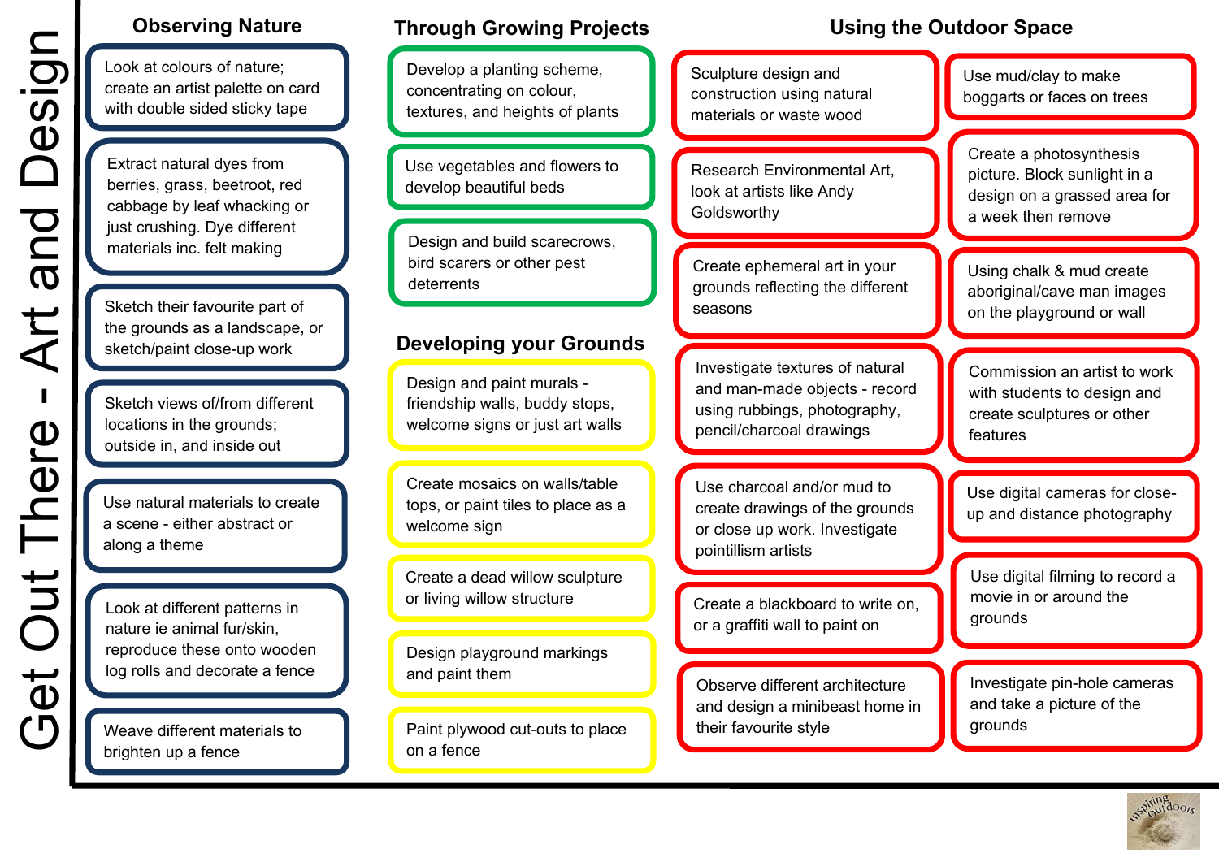# Get Out There - Art and Design

## Observing Nature

- Look at colours of nature; create an artist palette on card with double sided sticky tape
- Extract natural dyes from berries, grass, beetroot, red cabbage by leaf whacking or just crushing. Dye different materials inc. felt making
- Sketch their favourite part of the grounds as a landscape, or sketch/paint close-up work
- Sketch views of/from different locations in the grounds; outside in, and inside out
- Use natural materials to create a scene - either abstract or along a theme
- Look at different patterns in nature ie animal fur/skin, reproduce these onto wooden log rolls and decorate a fence
- Weave different materials to brighten up a fence

## Through Growing Projects

- Develop a planting scheme, concentrating on colour, textures, and heights of plants
- Use vegetables and flowers to develop beautiful beds
- Design and build scarecrows, bird scarers or other pest deterrents

## Developing your Grounds

- Design and paint murals - friendship walls, buddy stops, welcome signs or just art walls
- Create mosaics on walls/table tops, or paint tiles to place as a welcome sign
- Create a dead willow sculpture or living willow structure
- Design playground markings and paint them
- Paint plywood cut-outs to place on a fence

## Using the Outdoor Space

- Sculpture design and construction using natural materials or waste wood
- Use mud/clay to make boggarts or faces on trees
- Research Environmental Art, look at artists like Andy Goldsworthy
- Create a photosynthesis picture. Block sunlight in a design on a grassed area for a week then remove
- Create ephemeral art in your grounds reflecting the different seasons
- Using chalk & mud create aboriginal/cave man images on the playground or wall
- Investigate textures of natural and man-made objects - record using rubbings, photography, pencil/charcoal drawings
- Commission an artist to work with students to design and create sculptures or other features
- Use charcoal and/or mud to create drawings of the grounds or close up work. Investigate pointillism artists
- Use digital cameras for close-up and distance photography
- Create a blackboard to write on, or a graffiti wall to paint on
- Use digital filming to record a movie in or around the grounds
- Observe different architecture and design a minibeast home in their favourite style
- Investigate pin-hole cameras and take a picture of the grounds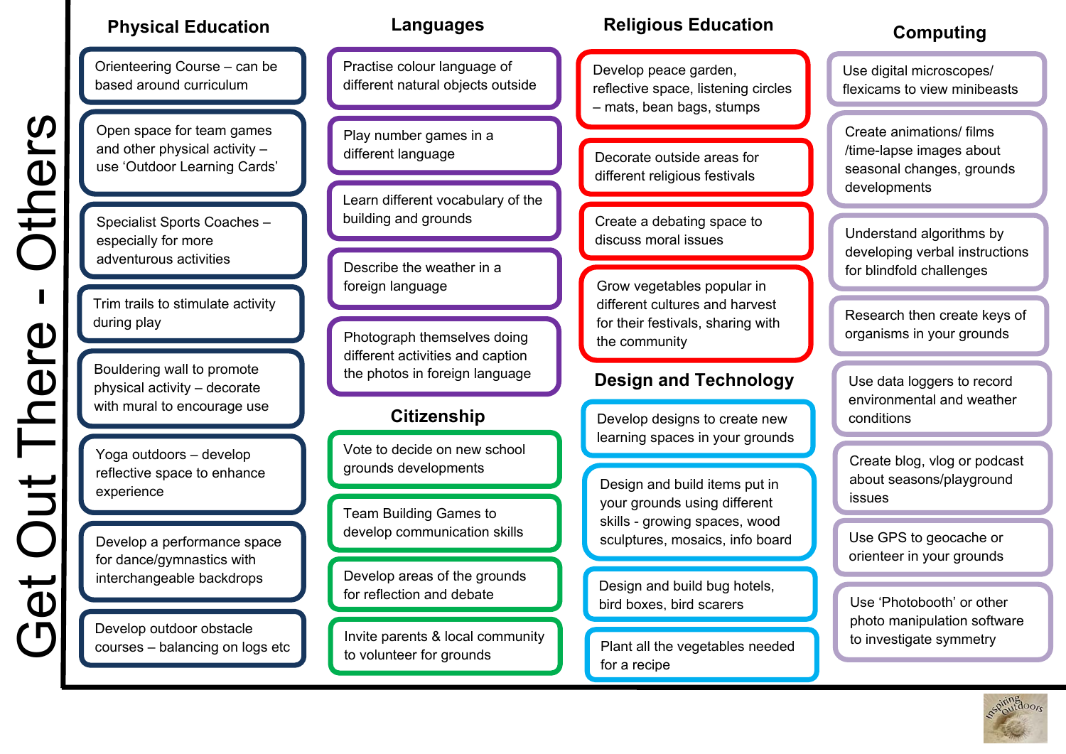# Get Out There - Others

## Physical Education

- Orienteering Course – can be based around curriculum
- Open space for team games and other physical activity – use 'Outdoor Learning Cards'
- Specialist Sports Coaches – especially for more adventurous activities
- Trim trails to stimulate activity during play
- Bouldering wall to promote physical activity – decorate with mural to encourage use
- Yoga outdoors – develop reflective space to enhance experience
- Develop a performance space for dance/gymnastics with interchangeable backdrops
- Develop outdoor obstacle courses – balancing on logs etc

## Languages

- Practise colour language of different natural objects outside
- Play number games in a different language
- Learn different vocabulary of the building and grounds
- Describe the weather in a foreign language
- Photograph themselves doing different activities and caption the photos in foreign language

## Citizenship

- Vote to decide on new school grounds developments
- Team Building Games to develop communication skills
- Develop areas of the grounds for reflection and debate
- Invite parents & local community to volunteer for grounds

## Religious Education

- Develop peace garden, reflective space, listening circles – mats, bean bags, stumps
- Decorate outside areas for different religious festivals
- Create a debating space to discuss moral issues
- Grow vegetables popular in different cultures and harvest for their festivals, sharing with the community

## Design and Technology

- Develop designs to create new learning spaces in your grounds
- Design and build items put in your grounds using different skills - growing spaces, wood sculptures, mosaics, info board
- Design and build bug hotels, bird boxes, bird scarers
- Plant all the vegetables needed for a recipe

## Computing

- Use digital microscopes/ flexicams to view minibeasts
- Create animations/ films /time-lapse images about seasonal changes, grounds developments
- Understand algorithms by developing verbal instructions for blindfold challenges
- Research then create keys of organisms in your grounds
- Use data loggers to record environmental and weather conditions
- Create blog, vlog or podcast about seasons/playground issues
- Use GPS to geocache or orienteer in your grounds
- Use 'Photobooth' or other photo manipulation software to investigate symmetry

Inspiring Outdoors